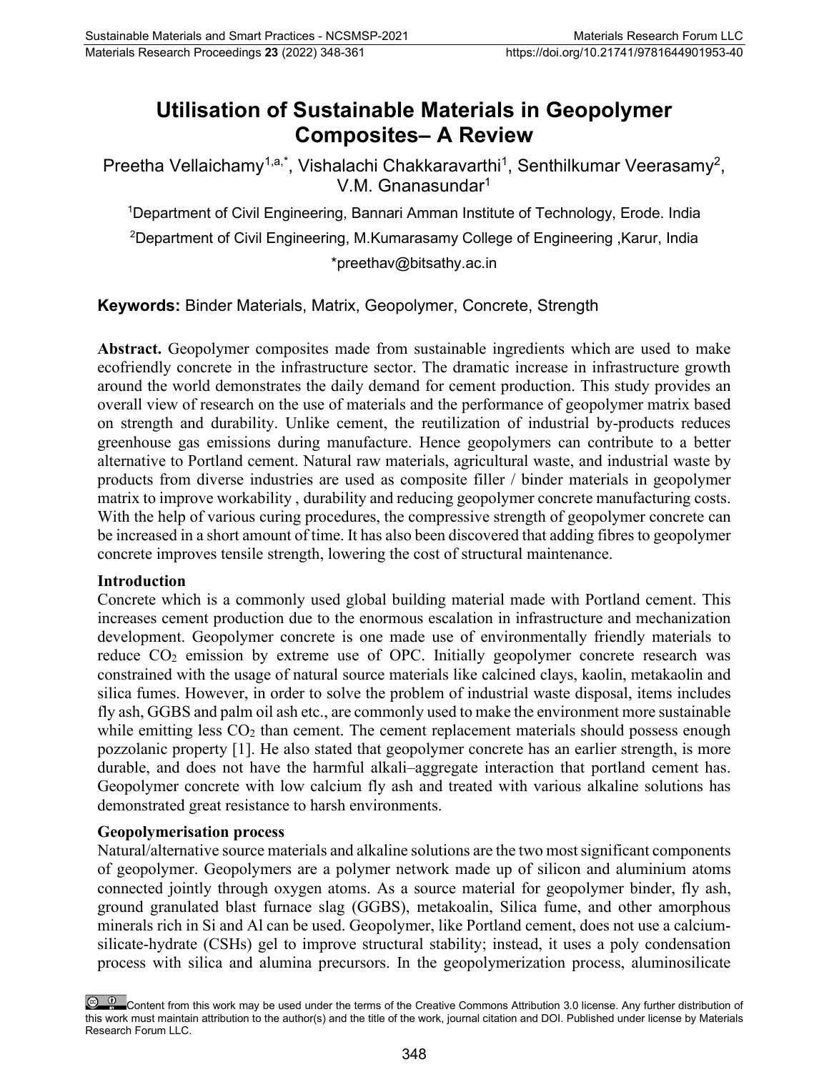# Utilisation of Sustainable Materials in Geopolymer Composites– A Review

Preetha Vellaichamy[1,a,*], Vishalachi Chakkaravarthi[1], Senthilkumar Veerasamy[2], V.M. Gnanasundar[1]

[1]Department of Civil Engineering, Bannari Amman Institute of Technology, Erode. India

[2]Department of Civil Engineering, M.Kumarasamy College of Engineering ,Karur, India

*preethav@bitsathy.ac.in

**Keywords:** Binder Materials, Matrix, Geopolymer, Concrete, Strength

**Abstract.** Geopolymer composites made from sustainable ingredients which are used to make ecofriendly concrete in the infrastructure sector. The dramatic increase in infrastructure growth around the world demonstrates the daily demand for cement production. This study provides an overall view of research on the use of materials and the performance of geopolymer matrix based on strength and durability. Unlike cement, the reutilization of industrial by-products reduces greenhouse gas emissions during manufacture. Hence geopolymers can contribute to a better alternative to Portland cement. Natural raw materials, agricultural waste, and industrial waste by products from diverse industries are used as composite filler / binder materials in geopolymer matrix to improve workability , durability and reducing geopolymer concrete manufacturing costs. With the help of various curing procedures, the compressive strength of geopolymer concrete can be increased in a short amount of time. It has also been discovered that adding fibres to geopolymer concrete improves tensile strength, lowering the cost of structural maintenance.

## Introduction

Concrete which is a commonly used global building material made with Portland cement. This increases cement production due to the enormous escalation in infrastructure and mechanization development. Geopolymer concrete is one made use of environmentally friendly materials to reduce $CO_2$ emission by extreme use of OPC. Initially geopolymer concrete research was constrained with the usage of natural source materials like calcined clays, kaolin, metakaolin and silica fumes. However, in order to solve the problem of industrial waste disposal, items includes fly ash, GGBS and palm oil ash etc., are commonly used to make the environment more sustainable while emitting less $CO_2$ than cement. The cement replacement materials should possess enough pozzolanic property [1]. He also stated that geopolymer concrete has an earlier strength, is more durable, and does not have the harmful alkali–aggregate interaction that portland cement has. Geopolymer concrete with low calcium fly ash and treated with various alkaline solutions has demonstrated great resistance to harsh environments.

## Geopolymerisation process

Natural/alternative source materials and alkaline solutions are the two most significant components of geopolymer. Geopolymers are a polymer network made up of silicon and aluminium atoms connected jointly through oxygen atoms. As a source material for geopolymer binder, fly ash, ground granulated blast furnace slag (GGBS), metakoalin, Silica fume, and other amorphous minerals rich in Si and Al can be used. Geopolymer, like Portland cement, does not use a calcium-silicate-hydrate (CSHs) gel to improve structural stability; instead, it uses a poly condensation process with silica and alumina precursors. In the geopolymerization process, aluminosilicate

Content from this work may be used under the terms of the Creative Commons Attribution 3.0 license. Any further distribution of this work must maintain attribution to the author(s) and the title of the work, journal citation and DOI. Published under license by Materials Research Forum LLC.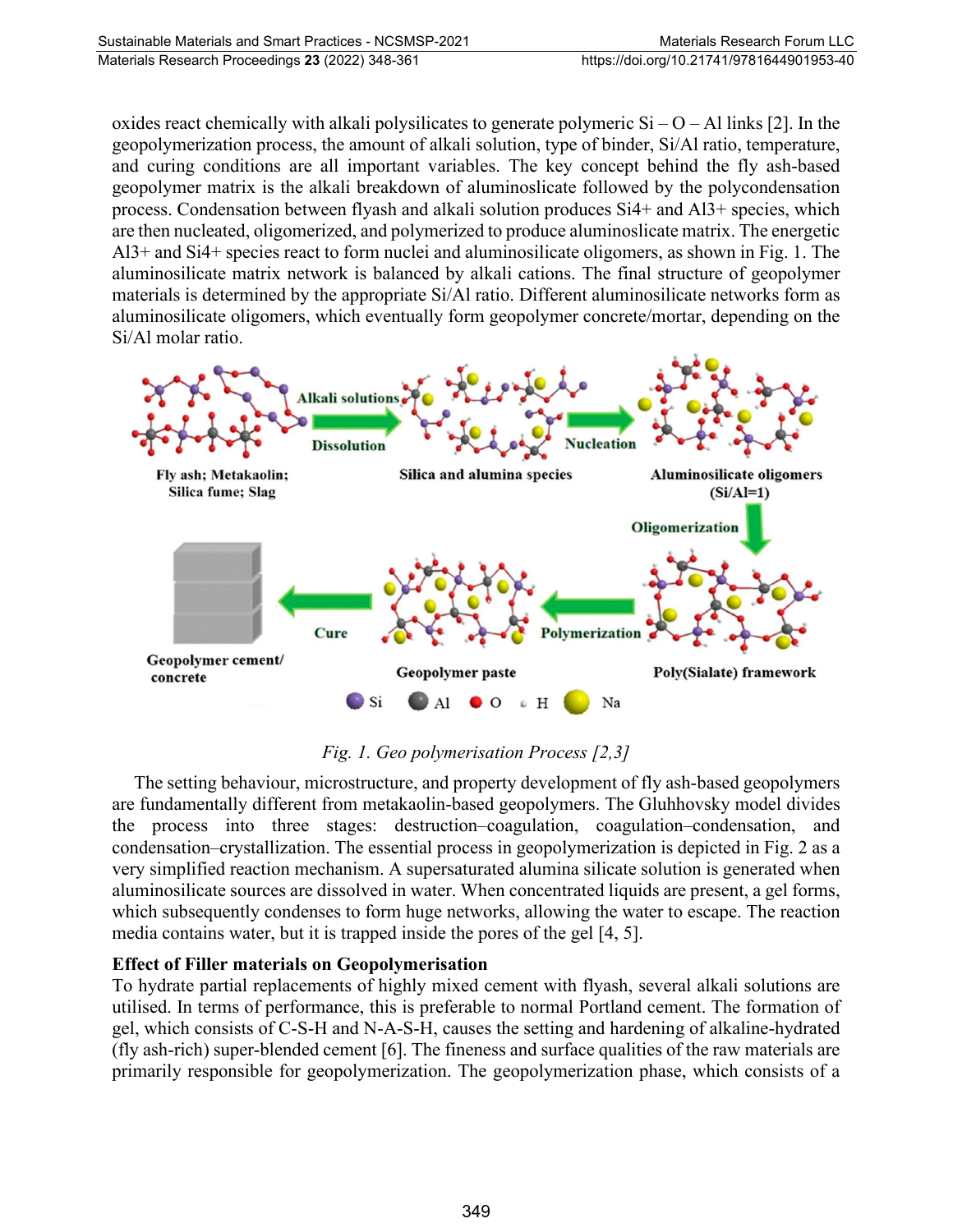oxides react chemically with alkali polysilicates to generate polymeric Si – O – Al links [2]. In the geopolymerization process, the amount of alkali solution, type of binder, Si/Al ratio, temperature, and curing conditions are all important variables. The key concept behind the fly ash-based geopolymer matrix is the alkali breakdown of aluminoslicate followed by the polycondensation process. Condensation between flyash and alkali solution produces Si4+ and Al3+ species, which are then nucleated, oligomerized, and polymerized to produce aluminoslicate matrix. The energetic Al3+ and Si4+ species react to form nuclei and aluminosilicate oligomers, as shown in Fig. 1. The aluminosilicate matrix network is balanced by alkali cations. The final structure of geopolymer materials is determined by the appropriate Si/Al ratio. Different aluminosilicate networks form as aluminosilicate oligomers, which eventually form geopolymer concrete/mortar, depending on the Si/Al molar ratio.

*Fig. 1. Geo polymerisation Process [2,3]*

The setting behaviour, microstructure, and property development of fly ash-based geopolymers are fundamentally different from metakaolin-based geopolymers. The Gluhhovsky model divides the process into three stages: destruction–coagulation, coagulation–condensation, and condensation–crystallization. The essential process in geopolymerization is depicted in Fig. 2 as a very simplified reaction mechanism. A supersaturated alumina silicate solution is generated when aluminosilicate sources are dissolved in water. When concentrated liquids are present, a gel forms, which subsequently condenses to form huge networks, allowing the water to escape. The reaction media contains water, but it is trapped inside the pores of the gel [4, 5].

**Effect of Filler materials on Geopolymerisation**

To hydrate partial replacements of highly mixed cement with flyash, several alkali solutions are utilised. In terms of performance, this is preferable to normal Portland cement. The formation of gel, which consists of C-S-H and N-A-S-H, causes the setting and hardening of alkaline-hydrated (fly ash-rich) super-blended cement [6]. The fineness and surface qualities of the raw materials are primarily responsible for geopolymerization. The geopolymerization phase, which consists of a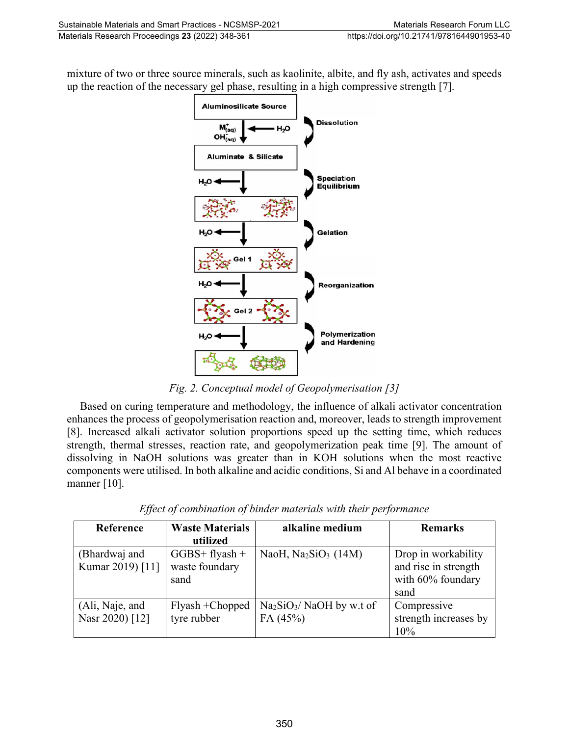mixture of two or three source minerals, such as kaolinite, albite, and fly ash, activates and speeds up the reaction of the necessary gel phase, resulting in a high compressive strength [7].

*Fig. 2. Conceptual model of Geopolymerisation [3]*

Based on curing temperature and methodology, the influence of alkali activator concentration enhances the process of geopolymerisation reaction and, moreover, leads to strength improvement [8]. Increased alkali activator solution proportions speed up the setting time, which reduces strength, thermal stresses, reaction rate, and geopolymerization peak time [9]. The amount of dissolving in NaOH solutions was greater than in KOH solutions when the most reactive components were utilised. In both alkaline and acidic conditions, Si and Al behave in a coordinated manner [10].

*Effect of combination of binder materials with their performance*

| Reference | Waste Materials utilized | alkaline medium | Remarks |
|---|---|---|---|
| (Bhardwaj and Kumar 2019) [11] | GGBS+ flyash + waste foundary sand | NaoH, $Na_2SiO_3$ (14M) | Drop in workability and rise in strength with 60% foundary sand |
| (Ali, Naje, and Nasr 2020) [12] | Flyash +Chopped tyre rubber | $Na_2SiO_3$/ NaOH by w.t of FA (45%) | Compressive strength increases by 10% |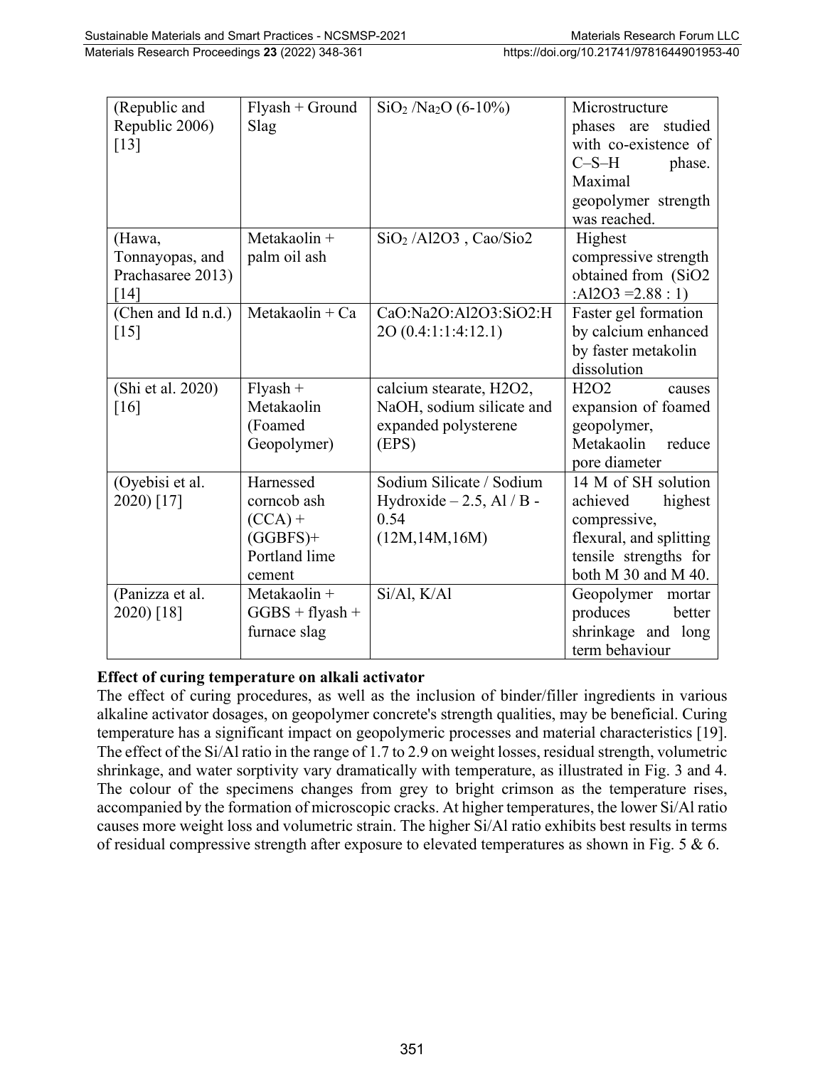| (Republic and Republic 2006) [13] | Flyash + Ground Slag | $SiO_2$ /$Na_2O$ (6-10%) | Microstructure phases are studied with co-existence of C–S–H phase. Maximal geopolymer strength was reached. |
|---|---|---|---|
| (Hawa, Tonnayopas, and Prachasaree 2013) [14] | Metakaolin + palm oil ash | $SiO_2$ /Al2O3 , Cao/Sio2 | Highest compressive strength obtained from (SiO2 :Al2O3 =2.88 : 1) |
| (Chen and Id n.d.) [15] | Metakaolin + Ca | CaO:Na2O:Al2O3:SiO2:H2O (0.4:1:1:4:12.1) | Faster gel formation by calcium enhanced by faster metakolin dissolution |
| (Shi et al. 2020) [16] | Flyash + Metakaolin (Foamed Geopolymer) | calcium stearate, H2O2, NaOH, sodium silicate and expanded polystyrene (EPS) | H2O2 causes expansion of foamed geopolymer, Metakaolin reduce pore diameter |
| (Oyebisi et al. 2020) [17] | Harnessed corncob ash (CCA) + (GGBFS)+ Portland lime cement | Sodium Silicate / Sodium Hydroxide – 2.5, Al / B - 0.54 (12M,14M,16M) | 14 M of SH solution achieved highest compressive, flexural, and splitting tensile strengths for both M 30 and M 40. |
| (Panizza et al. 2020) [18] | Metakaolin + GGBS + flyash + furnace slag | Si/Al, K/Al | Geopolymer mortar produces better shrinkage and long term behaviour |

**Effect of curing temperature on alkali activator**

The effect of curing procedures, as well as the inclusion of binder/filler ingredients in various alkaline activator dosages, on geopolymer concrete's strength qualities, may be beneficial. Curing temperature has a significant impact on geopolymeric processes and material characteristics [19]. The effect of the Si/Al ratio in the range of 1.7 to 2.9 on weight losses, residual strength, volumetric shrinkage, and water sorptivity vary dramatically with temperature, as illustrated in Fig. 3 and 4. The colour of the specimens changes from grey to bright crimson as the temperature rises, accompanied by the formation of microscopic cracks. At higher temperatures, the lower Si/Al ratio causes more weight loss and volumetric strain. The higher Si/Al ratio exhibits best results in terms of residual compressive strength after exposure to elevated temperatures as shown in Fig. 5 & 6.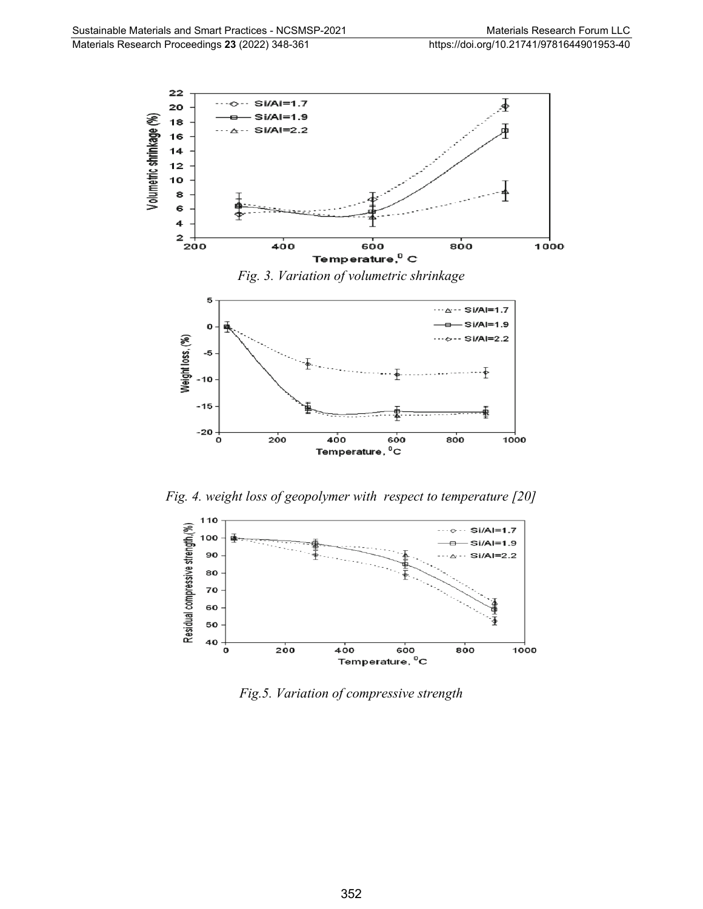Fig. 3. Variation of volumetric shrinkage

Fig. 4. weight loss of geopolymer with respect to temperature [20]

Fig.5. Variation of compressive strength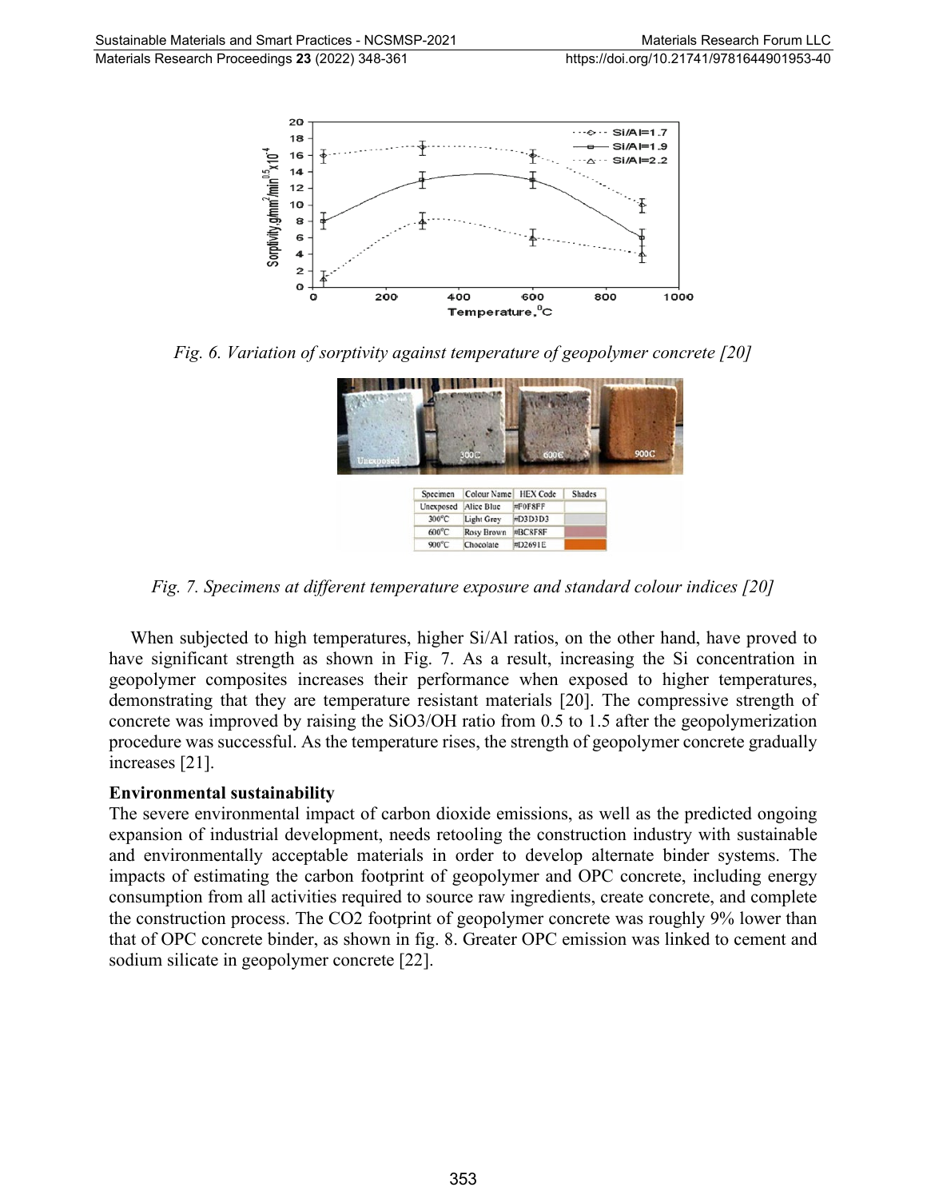*Fig. 6. Variation of sorptivity against temperature of geopolymer concrete [20]*

| Specimen | Colour Name | HEX Code | Shades |
|---|---|---|---|
| Unexposed | Alice Blue | #F0F8FF | |
| 300°C | Light Grey | #D3D3D3 | |
| 600°C | Rosy Brown | #BC8F8F | |
| 900°C | Chocolate | #D2691E | |

*Fig. 7. Specimens at different temperature exposure and standard colour indices [20]*

When subjected to high temperatures, higher Si/Al ratios, on the other hand, have proved to have significant strength as shown in Fig. 7. As a result, increasing the Si concentration in geopolymer composites increases their performance when exposed to higher temperatures, demonstrating that they are temperature resistant materials [20]. The compressive strength of concrete was improved by raising the SiO3/OH ratio from 0.5 to 1.5 after the geopolymerization procedure was successful. As the temperature rises, the strength of geopolymer concrete gradually increases [21].

**Environmental sustainability**

The severe environmental impact of carbon dioxide emissions, as well as the predicted ongoing expansion of industrial development, needs retooling the construction industry with sustainable and environmentally acceptable materials in order to develop alternate binder systems. The impacts of estimating the carbon footprint of geopolymer and OPC concrete, including energy consumption from all activities required to source raw ingredients, create concrete, and complete the construction process. The CO2 footprint of geopolymer concrete was roughly 9% lower than that of OPC concrete binder, as shown in fig. 8. Greater OPC emission was linked to cement and sodium silicate in geopolymer concrete [22].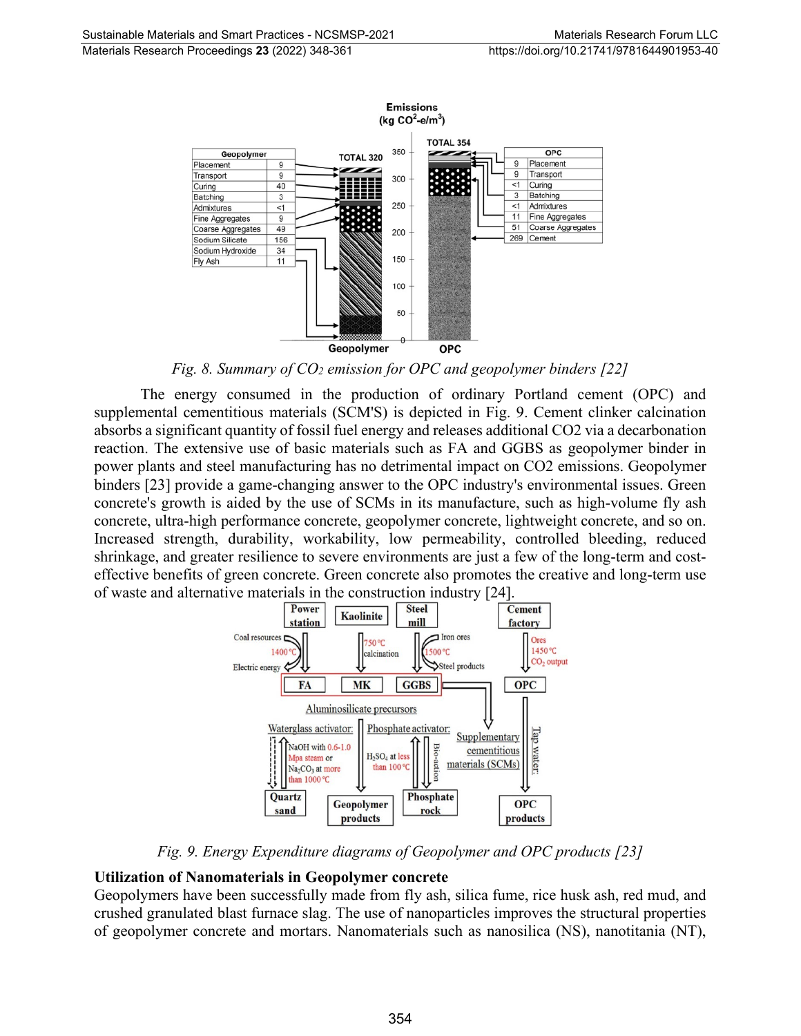Fig. 8. Summary of $CO_2$ emission for OPC and geopolymer binders [22]

The energy consumed in the production of ordinary Portland cement (OPC) and supplemental cementitious materials (SCM'S) is depicted in Fig. 9. Cement clinker calcination absorbs a significant quantity of fossil fuel energy and releases additional CO2 via a decarbonation reaction. The extensive use of basic materials such as FA and GGBS as geopolymer binder in power plants and steel manufacturing has no detrimental impact on CO2 emissions. Geopolymer binders [23] provide a game-changing answer to the OPC industry's environmental issues. Green concrete's growth is aided by the use of SCMs in its manufacture, such as high-volume fly ash concrete, ultra-high performance concrete, geopolymer concrete, lightweight concrete, and so on. Increased strength, durability, workability, low permeability, controlled bleeding, reduced shrinkage, and greater resilience to severe environments are just a few of the long-term and cost-effective benefits of green concrete. Green concrete also promotes the creative and long-term use of waste and alternative materials in the construction industry [24].

Fig. 9. Energy Expenditure diagrams of Geopolymer and OPC products [23]

**Utilization of Nanomaterials in Geopolymer concrete**

Geopolymers have been successfully made from fly ash, silica fume, rice husk ash, red mud, and crushed granulated blast furnace slag. The use of nanoparticles improves the structural properties of geopolymer concrete and mortars. Nanomaterials such as nanosilica (NS), nanotitania (NT),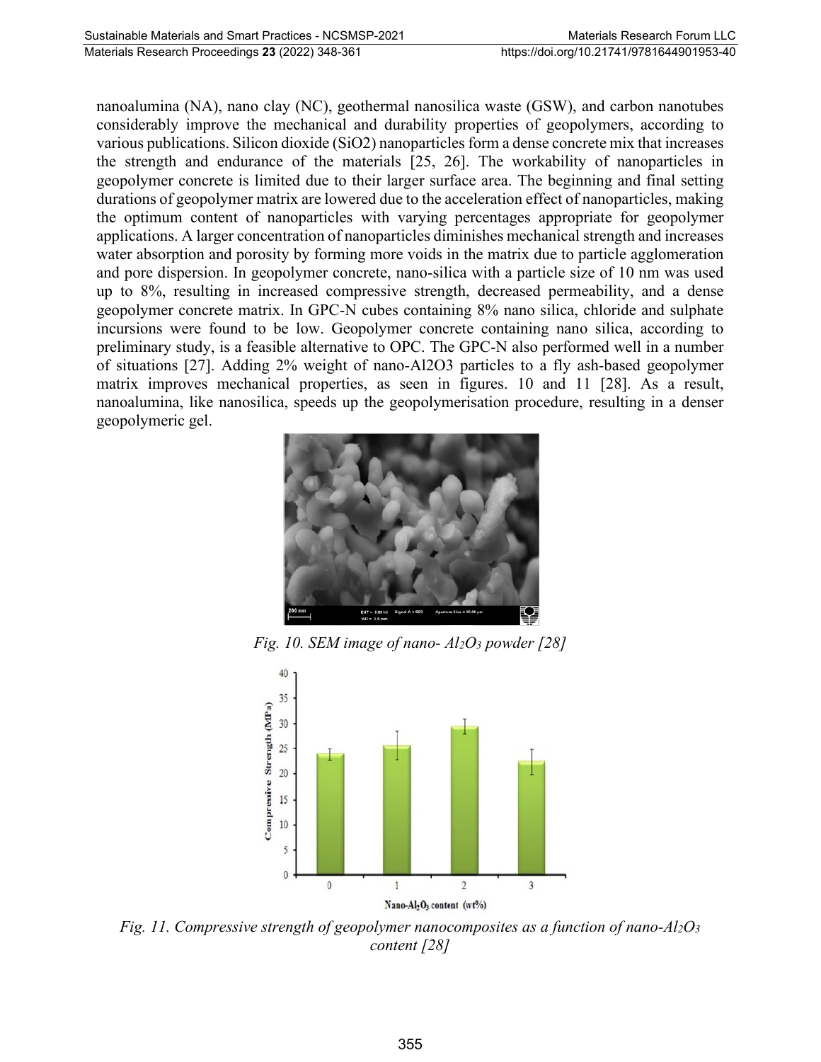nanoalumina (NA), nano clay (NC), geothermal nanosilica waste (GSW), and carbon nanotubes considerably improve the mechanical and durability properties of geopolymers, according to various publications. Silicon dioxide ($SiO_2$) nanoparticles form a dense concrete mix that increases the strength and endurance of the materials [25, 26]. The workability of nanoparticles in geopolymer concrete is limited due to their larger surface area. The beginning and final setting durations of geopolymer matrix are lowered due to the acceleration effect of nanoparticles, making the optimum content of nanoparticles with varying percentages appropriate for geopolymer applications. A larger concentration of nanoparticles diminishes mechanical strength and increases water absorption and porosity by forming more voids in the matrix due to particle agglomeration and pore dispersion. In geopolymer concrete, nano-silica with a particle size of 10 nm was used up to 8%, resulting in increased compressive strength, decreased permeability, and a dense geopolymer concrete matrix. In GPC-N cubes containing 8% nano silica, chloride and sulphate incursions were found to be low. Geopolymer concrete containing nano silica, according to preliminary study, is a feasible alternative to OPC. The GPC-N also performed well in a number of situations [27]. Adding 2% weight of nano-$Al_2O_3$ particles to a fly ash-based geopolymer matrix improves mechanical properties, as seen in figures. 10 and 11 [28]. As a result, nanoalumina, like nanosilica, speeds up the geopolymerisation procedure, resulting in a denser geopolymeric gel.

*Fig. 10. SEM image of nano- $Al_2O_3$ powder [28]*

*Fig. 11. Compressive strength of geopolymer nanocomposites as a function of nano-$Al_2O_3$ content [28]*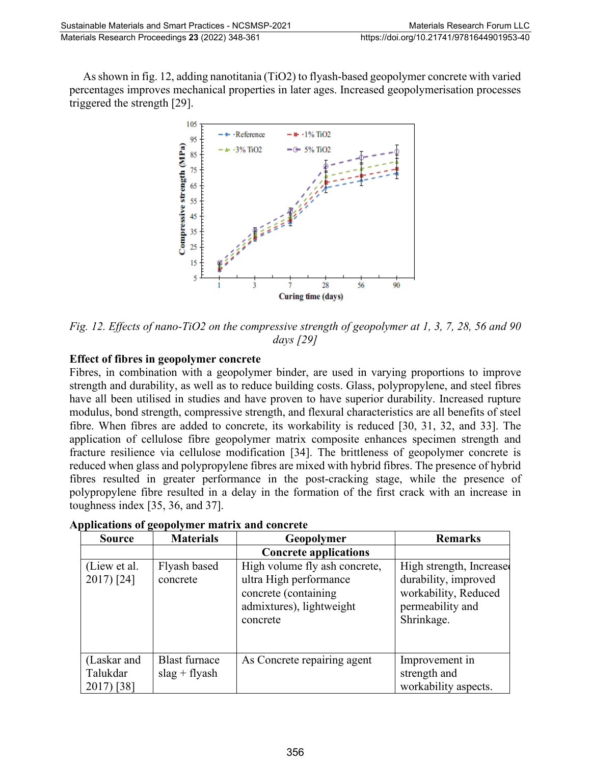As shown in fig. 12, adding nanotitania ($TiO_2$) to flyash-based geopolymer concrete with varied percentages improves mechanical properties in later ages. Increased geopolymerisation processes triggered the strength [29].

*Fig. 12. Effects of nano-$TiO_2$ on the compressive strength of geopolymer at 1, 3, 7, 28, 56 and 90 days [29]*

**Effect of fibres in geopolymer concrete**

Fibres, in combination with a geopolymer binder, are used in varying proportions to improve strength and durability, as well as to reduce building costs. Glass, polypropylene, and steel fibres have all been utilised in studies and have proven to have superior durability. Increased rupture modulus, bond strength, compressive strength, and flexural characteristics are all benefits of steel fibre. When fibres are added to concrete, its workability is reduced [30, 31, 32, and 33]. The application of cellulose fibre geopolymer matrix composite enhances specimen strength and fracture resilience via cellulose modification [34]. The brittleness of geopolymer concrete is reduced when glass and polypropylene fibres are mixed with hybrid fibres. The presence of hybrid fibres resulted in greater performance in the post-cracking stage, while the presence of polypropylene fibre resulted in a delay in the formation of the first crack with an increase in toughness index [35, 36, and 37].

**Applications of geopolymer matrix and concrete**

| Source | Materials | Geopolymer Concrete applications | Remarks |
|---|---|---|---|
| (Liew et al. 2017) [24] | Flyash based concrete | High volume fly ash concrete, ultra High performance concrete (containing admixtures), lightweight concrete | High strength, Increased durability, improved workability, Reduced permeability and Shrinkage. |
| (Laskar and Talukdar 2017) [38] | Blast furnace slag + flyash | As Concrete repairing agent | Improvement in strength and workability aspects. |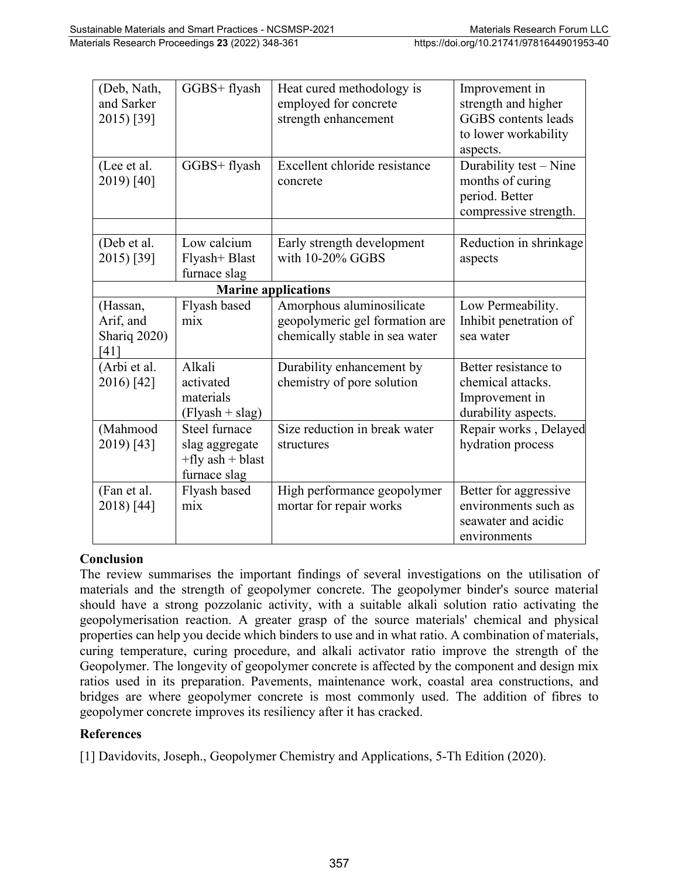| | | | |
|---|---|---|---|
| (Deb, Nath, and Sarker 2015) [39] | GGBS+ flyash | Heat cured methodology is employed for concrete strength enhancement | Improvement in strength and higher GGBS contents leads to lower workability aspects. |
| (Lee et al. 2019) [40] | GGBS+ flyash | Excellent chloride resistance concrete | Durability test – Nine months of curing period. Better compressive strength. |
| | | | |
| (Deb et al. 2015) [39] | Low calcium Flyash+ Blast furnace slag | Early strength development with 10-20% GGBS | Reduction in shrinkage aspects |
| **Marine applications** | | | |
| (Hassan, Arif, and Shariq 2020) [41] | Flyash based mix | Amorphous aluminosilicate geopolymeric gel formation are chemically stable in sea water | Low Permeability. Inhibit penetration of sea water |
| (Arbi et al. 2016) [42] | Alkali activated materials (Flyash + slag) | Durability enhancement by chemistry of pore solution | Better resistance to chemical attacks. Improvement in durability aspects. |
| (Mahmood 2019) [43] | Steel furnace slag aggregate +fly ash + blast furnace slag | Size reduction in break water structures | Repair works , Delayed hydration process |
| (Fan et al. 2018) [44] | Flyash based mix | High performance geopolymer mortar for repair works | Better for aggressive environments such as seawater and acidic environments |

## Conclusion

The review summarises the important findings of several investigations on the utilisation of materials and the strength of geopolymer concrete. The geopolymer binder's source material should have a strong pozzolanic activity, with a suitable alkali solution ratio activating the geopolymerisation reaction. A greater grasp of the source materials' chemical and physical properties can help you decide which binders to use and in what ratio. A combination of materials, curing temperature, curing procedure, and alkali activator ratio improve the strength of the Geopolymer. The longevity of geopolymer concrete is affected by the component and design mix ratios used in its preparation. Pavements, maintenance work, coastal area constructions, and bridges are where geopolymer concrete is most commonly used. The addition of fibres to geopolymer concrete improves its resiliency after it has cracked.

## References

[1] Davidovits, Joseph., Geopolymer Chemistry and Applications, 5-Th Edition (2020).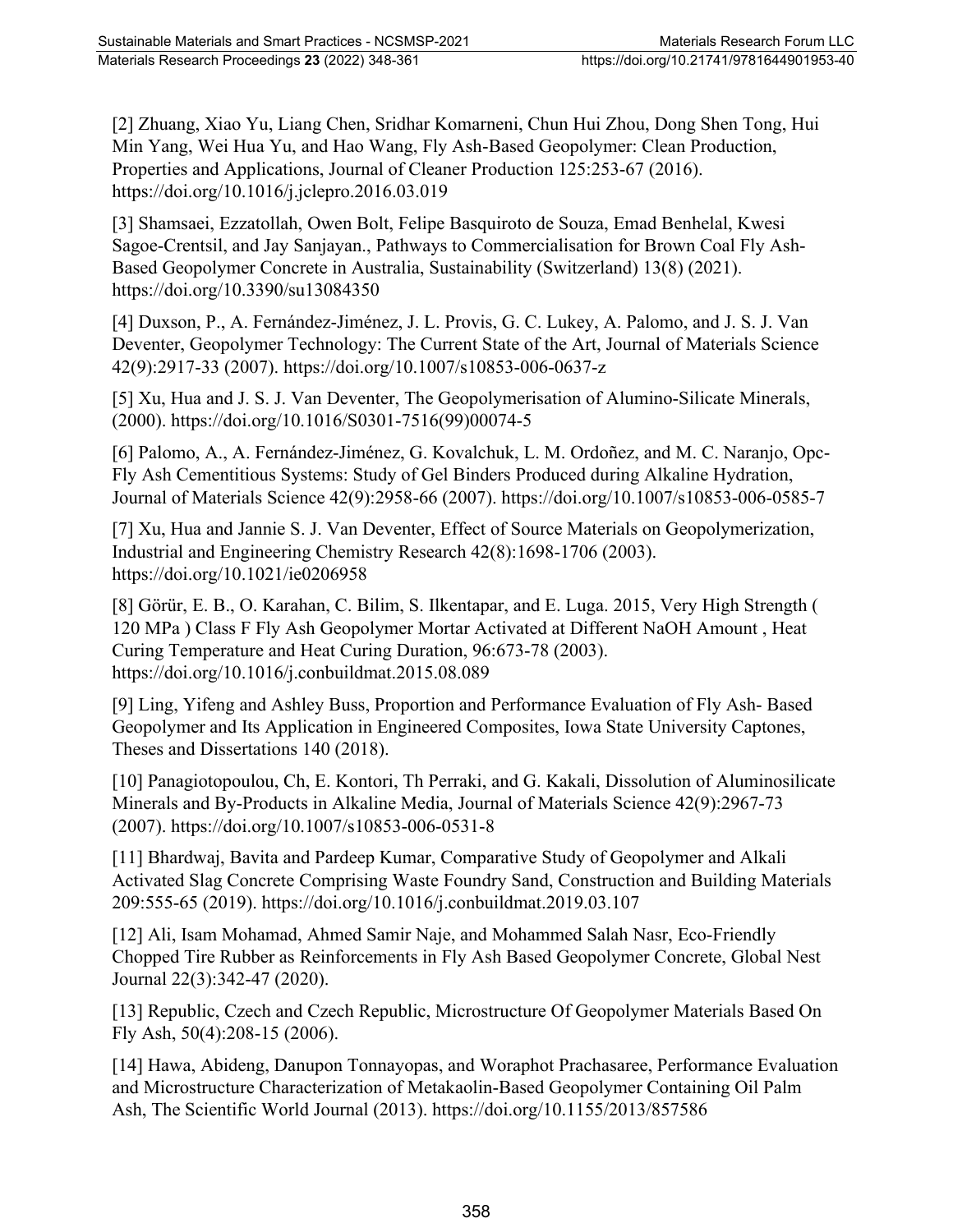[2] Zhuang, Xiao Yu, Liang Chen, Sridhar Komarneni, Chun Hui Zhou, Dong Shen Tong, Hui Min Yang, Wei Hua Yu, and Hao Wang, Fly Ash-Based Geopolymer: Clean Production, Properties and Applications, Journal of Cleaner Production 125:253-67 (2016). https://doi.org/10.1016/j.jclepro.2016.03.019

[3] Shamsaei, Ezzatollah, Owen Bolt, Felipe Basquiroto de Souza, Emad Benhelal, Kwesi Sagoe-Crentsil, and Jay Sanjayan., Pathways to Commercialisation for Brown Coal Fly Ash-Based Geopolymer Concrete in Australia, Sustainability (Switzerland) 13(8) (2021). https://doi.org/10.3390/su13084350

[4] Duxson, P., A. Fernández-Jiménez, J. L. Provis, G. C. Lukey, A. Palomo, and J. S. J. Van Deventer, Geopolymer Technology: The Current State of the Art, Journal of Materials Science 42(9):2917-33 (2007). https://doi.org/10.1007/s10853-006-0637-z

[5] Xu, Hua and J. S. J. Van Deventer, The Geopolymerisation of Alumino-Silicate Minerals, (2000). https://doi.org/10.1016/S0301-7516(99)00074-5

[6] Palomo, A., A. Fernández-Jiménez, G. Kovalchuk, L. M. Ordoñez, and M. C. Naranjo, Opc-Fly Ash Cementitious Systems: Study of Gel Binders Produced during Alkaline Hydration, Journal of Materials Science 42(9):2958-66 (2007). https://doi.org/10.1007/s10853-006-0585-7

[7] Xu, Hua and Jannie S. J. Van Deventer, Effect of Source Materials on Geopolymerization, Industrial and Engineering Chemistry Research 42(8):1698-1706 (2003). https://doi.org/10.1021/ie0206958

[8] Görür, E. B., O. Karahan, C. Bilim, S. Ilkentapar, and E. Luga. 2015, Very High Strength ( 120 MPa ) Class F Fly Ash Geopolymer Mortar Activated at Different NaOH Amount , Heat Curing Temperature and Heat Curing Duration, 96:673-78 (2003). https://doi.org/10.1016/j.conbuildmat.2015.08.089

[9] Ling, Yifeng and Ashley Buss, Proportion and Performance Evaluation of Fly Ash- Based Geopolymer and Its Application in Engineered Composites, Iowa State University Captones, Theses and Dissertations 140 (2018).

[10] Panagiotopoulou, Ch, E. Kontori, Th Perraki, and G. Kakali, Dissolution of Aluminosilicate Minerals and By-Products in Alkaline Media, Journal of Materials Science 42(9):2967-73 (2007). https://doi.org/10.1007/s10853-006-0531-8

[11] Bhardwaj, Bavita and Pardeep Kumar, Comparative Study of Geopolymer and Alkali Activated Slag Concrete Comprising Waste Foundry Sand, Construction and Building Materials 209:555-65 (2019). https://doi.org/10.1016/j.conbuildmat.2019.03.107

[12] Ali, Isam Mohamad, Ahmed Samir Naje, and Mohammed Salah Nasr, Eco-Friendly Chopped Tire Rubber as Reinforcements in Fly Ash Based Geopolymer Concrete, Global Nest Journal 22(3):342-47 (2020).

[13] Republic, Czech and Czech Republic, Microstructure Of Geopolymer Materials Based On Fly Ash, 50(4):208-15 (2006).

[14] Hawa, Abideng, Danupon Tonnayopas, and Woraphot Prachasaree, Performance Evaluation and Microstructure Characterization of Metakaolin-Based Geopolymer Containing Oil Palm Ash, The Scientific World Journal (2013). https://doi.org/10.1155/2013/857586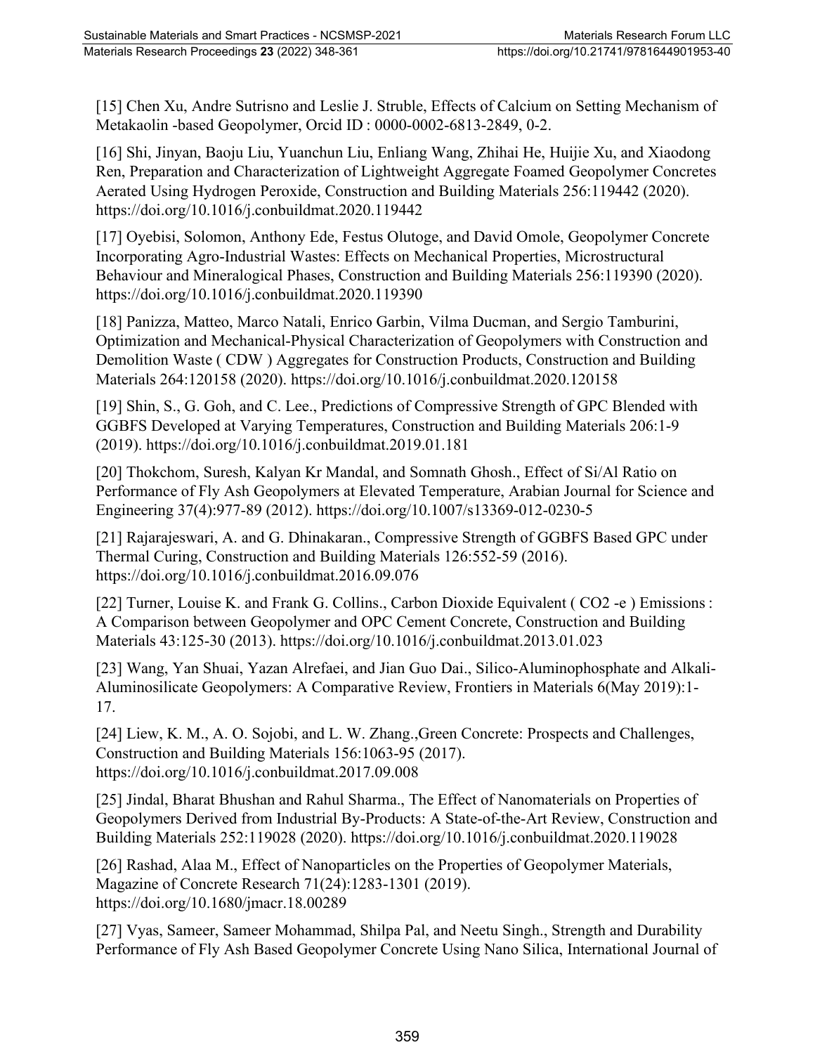[15] Chen Xu, Andre Sutrisno and Leslie J. Struble, Effects of Calcium on Setting Mechanism of Metakaolin -based Geopolymer, Orcid ID : 0000-0002-6813-2849, 0-2.

[16] Shi, Jinyan, Baoju Liu, Yuanchun Liu, Enliang Wang, Zhihai He, Huijie Xu, and Xiaodong Ren, Preparation and Characterization of Lightweight Aggregate Foamed Geopolymer Concretes Aerated Using Hydrogen Peroxide, Construction and Building Materials 256:119442 (2020). https://doi.org/10.1016/j.conbuildmat.2020.119442

[17] Oyebisi, Solomon, Anthony Ede, Festus Olutoge, and David Omole, Geopolymer Concrete Incorporating Agro-Industrial Wastes: Effects on Mechanical Properties, Microstructural Behaviour and Mineralogical Phases, Construction and Building Materials 256:119390 (2020). https://doi.org/10.1016/j.conbuildmat.2020.119390

[18] Panizza, Matteo, Marco Natali, Enrico Garbin, Vilma Ducman, and Sergio Tamburini, Optimization and Mechanical-Physical Characterization of Geopolymers with Construction and Demolition Waste ( CDW ) Aggregates for Construction Products, Construction and Building Materials 264:120158 (2020). https://doi.org/10.1016/j.conbuildmat.2020.120158

[19] Shin, S., G. Goh, and C. Lee., Predictions of Compressive Strength of GPC Blended with GGBFS Developed at Varying Temperatures, Construction and Building Materials 206:1-9 (2019). https://doi.org/10.1016/j.conbuildmat.2019.01.181

[20] Thokchom, Suresh, Kalyan Kr Mandal, and Somnath Ghosh., Effect of Si/Al Ratio on Performance of Fly Ash Geopolymers at Elevated Temperature, Arabian Journal for Science and Engineering 37(4):977-89 (2012). https://doi.org/10.1007/s13369-012-0230-5

[21] Rajarajeswari, A. and G. Dhinakaran., Compressive Strength of GGBFS Based GPC under Thermal Curing, Construction and Building Materials 126:552-59 (2016). https://doi.org/10.1016/j.conbuildmat.2016.09.076

[22] Turner, Louise K. and Frank G. Collins., Carbon Dioxide Equivalent ( CO2 -e ) Emissions : A Comparison between Geopolymer and OPC Cement Concrete, Construction and Building Materials 43:125-30 (2013). https://doi.org/10.1016/j.conbuildmat.2013.01.023

[23] Wang, Yan Shuai, Yazan Alrefaei, and Jian Guo Dai., Silico-Aluminophosphate and Alkali-Aluminosilicate Geopolymers: A Comparative Review, Frontiers in Materials 6(May 2019):1-17.

[24] Liew, K. M., A. O. Sojobi, and L. W. Zhang.,Green Concrete: Prospects and Challenges, Construction and Building Materials 156:1063-95 (2017). https://doi.org/10.1016/j.conbuildmat.2017.09.008

[25] Jindal, Bharat Bhushan and Rahul Sharma., The Effect of Nanomaterials on Properties of Geopolymers Derived from Industrial By-Products: A State-of-the-Art Review, Construction and Building Materials 252:119028 (2020). https://doi.org/10.1016/j.conbuildmat.2020.119028

[26] Rashad, Alaa M., Effect of Nanoparticles on the Properties of Geopolymer Materials, Magazine of Concrete Research 71(24):1283-1301 (2019). https://doi.org/10.1680/jmacr.18.00289

[27] Vyas, Sameer, Sameer Mohammad, Shilpa Pal, and Neetu Singh., Strength and Durability Performance of Fly Ash Based Geopolymer Concrete Using Nano Silica, International Journal of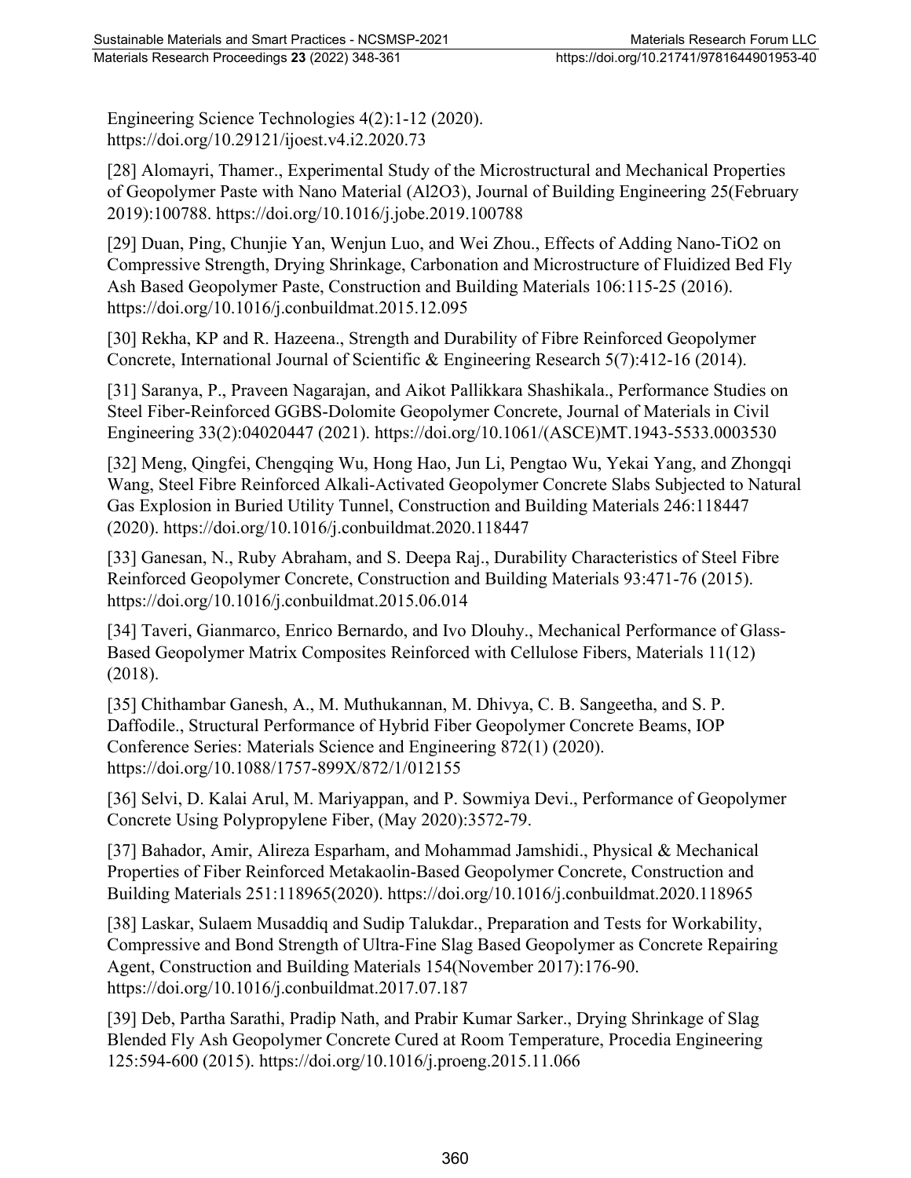Engineering Science Technologies 4(2):1-12 (2020). https://doi.org/10.29121/ijoest.v4.i2.2020.73

[28] Alomayri, Thamer., Experimental Study of the Microstructural and Mechanical Properties of Geopolymer Paste with Nano Material (Al2O3), Journal of Building Engineering 25(February 2019):100788. https://doi.org/10.1016/j.jobe.2019.100788

[29] Duan, Ping, Chunjie Yan, Wenjun Luo, and Wei Zhou., Effects of Adding Nano-TiO2 on Compressive Strength, Drying Shrinkage, Carbonation and Microstructure of Fluidized Bed Fly Ash Based Geopolymer Paste, Construction and Building Materials 106:115-25 (2016). https://doi.org/10.1016/j.conbuildmat.2015.12.095

[30] Rekha, KP and R. Hazeena., Strength and Durability of Fibre Reinforced Geopolymer Concrete, International Journal of Scientific & Engineering Research 5(7):412-16 (2014).

[31] Saranya, P., Praveen Nagarajan, and Aikot Pallikkara Shashikala., Performance Studies on Steel Fiber-Reinforced GGBS-Dolomite Geopolymer Concrete, Journal of Materials in Civil Engineering 33(2):04020447 (2021). https://doi.org/10.1061/(ASCE)MT.1943-5533.0003530

[32] Meng, Qingfei, Chengqing Wu, Hong Hao, Jun Li, Pengtao Wu, Yekai Yang, and Zhongqi Wang, Steel Fibre Reinforced Alkali-Activated Geopolymer Concrete Slabs Subjected to Natural Gas Explosion in Buried Utility Tunnel, Construction and Building Materials 246:118447 (2020). https://doi.org/10.1016/j.conbuildmat.2020.118447

[33] Ganesan, N., Ruby Abraham, and S. Deepa Raj., Durability Characteristics of Steel Fibre Reinforced Geopolymer Concrete, Construction and Building Materials 93:471-76 (2015). https://doi.org/10.1016/j.conbuildmat.2015.06.014

[34] Taveri, Gianmarco, Enrico Bernardo, and Ivo Dlouhy., Mechanical Performance of Glass-Based Geopolymer Matrix Composites Reinforced with Cellulose Fibers, Materials 11(12) (2018).

[35] Chithambar Ganesh, A., M. Muthukannan, M. Dhivya, C. B. Sangeetha, and S. P. Daffodile., Structural Performance of Hybrid Fiber Geopolymer Concrete Beams, IOP Conference Series: Materials Science and Engineering 872(1) (2020). https://doi.org/10.1088/1757-899X/872/1/012155

[36] Selvi, D. Kalai Arul, M. Mariyappan, and P. Sowmiya Devi., Performance of Geopolymer Concrete Using Polypropylene Fiber, (May 2020):3572-79.

[37] Bahador, Amir, Alireza Esparham, and Mohammad Jamshidi., Physical & Mechanical Properties of Fiber Reinforced Metakaolin-Based Geopolymer Concrete, Construction and Building Materials 251:118965(2020). https://doi.org/10.1016/j.conbuildmat.2020.118965

[38] Laskar, Sulaem Musaddiq and Sudip Talukdar., Preparation and Tests for Workability, Compressive and Bond Strength of Ultra-Fine Slag Based Geopolymer as Concrete Repairing Agent, Construction and Building Materials 154(November 2017):176-90. https://doi.org/10.1016/j.conbuildmat.2017.07.187

[39] Deb, Partha Sarathi, Pradip Nath, and Prabir Kumar Sarker., Drying Shrinkage of Slag Blended Fly Ash Geopolymer Concrete Cured at Room Temperature, Procedia Engineering 125:594-600 (2015). https://doi.org/10.1016/j.proeng.2015.11.066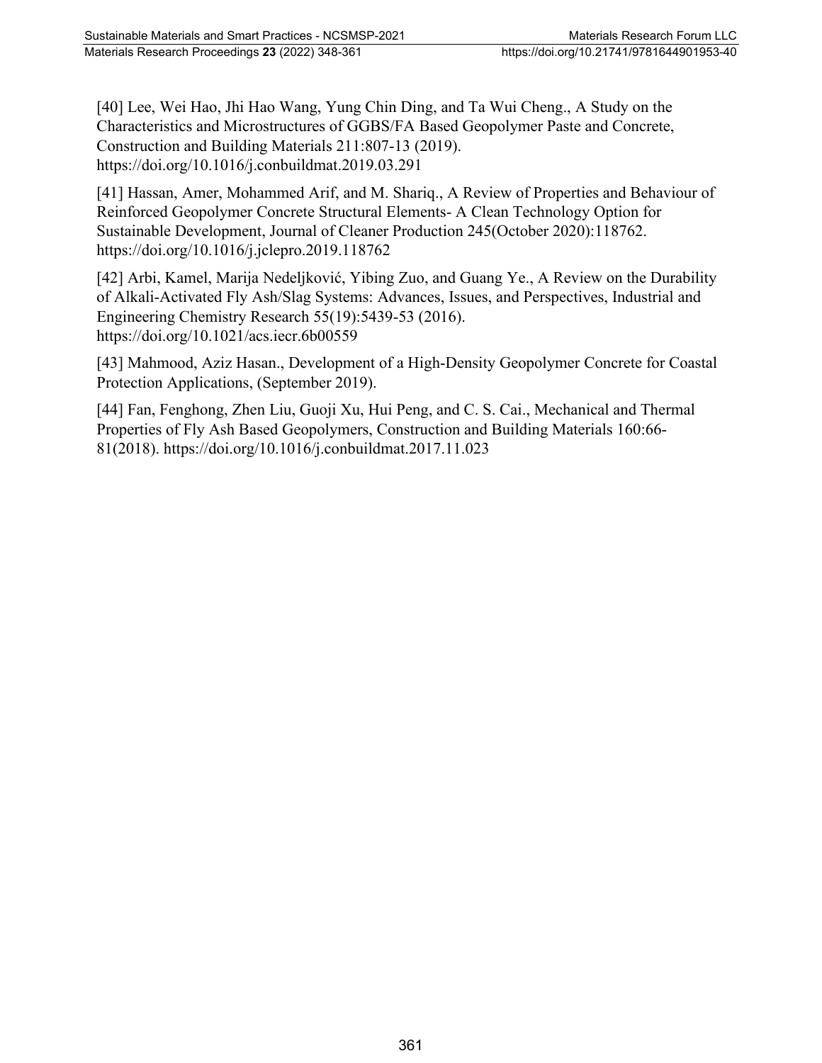[40] Lee, Wei Hao, Jhi Hao Wang, Yung Chin Ding, and Ta Wui Cheng., A Study on the Characteristics and Microstructures of GGBS/FA Based Geopolymer Paste and Concrete, Construction and Building Materials 211:807-13 (2019). https://doi.org/10.1016/j.conbuildmat.2019.03.291

[41] Hassan, Amer, Mohammed Arif, and M. Shariq., A Review of Properties and Behaviour of Reinforced Geopolymer Concrete Structural Elements- A Clean Technology Option for Sustainable Development, Journal of Cleaner Production 245(October 2020):118762. https://doi.org/10.1016/j.jclepro.2019.118762

[42] Arbi, Kamel, Marija Nedeljković, Yibing Zuo, and Guang Ye., A Review on the Durability of Alkali-Activated Fly Ash/Slag Systems: Advances, Issues, and Perspectives, Industrial and Engineering Chemistry Research 55(19):5439-53 (2016). https://doi.org/10.1021/acs.iecr.6b00559

[43] Mahmood, Aziz Hasan., Development of a High-Density Geopolymer Concrete for Coastal Protection Applications, (September 2019).

[44] Fan, Fenghong, Zhen Liu, Guoji Xu, Hui Peng, and C. S. Cai., Mechanical and Thermal Properties of Fly Ash Based Geopolymers, Construction and Building Materials 160:66-81(2018). https://doi.org/10.1016/j.conbuildmat.2017.11.023